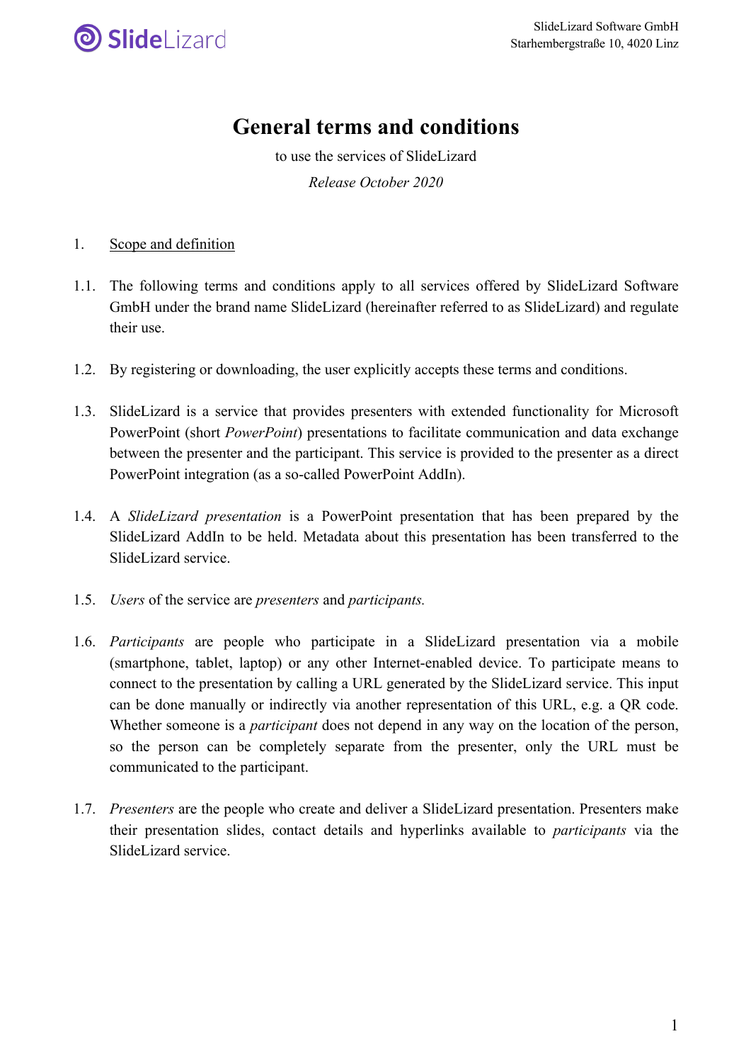SlideLizard Software GmbH
Starhembergstraße 10, 4020 Linz

# General terms and conditions

to use the services of SlideLizard

*Release October 2020*

1. Scope and definition

1.1. The following terms and conditions apply to all services offered by SlideLizard Software GmbH under the brand name SlideLizard (hereinafter referred to as SlideLizard) and regulate their use.

1.2. By registering or downloading, the user explicitly accepts these terms and conditions.

1.3. SlideLizard is a service that provides presenters with extended functionality for Microsoft PowerPoint (short *PowerPoint*) presentations to facilitate communication and data exchange between the presenter and the participant. This service is provided to the presenter as a direct PowerPoint integration (as a so-called PowerPoint AddIn).

1.4. A *SlideLizard presentation* is a PowerPoint presentation that has been prepared by the SlideLizard AddIn to be held. Metadata about this presentation has been transferred to the SlideLizard service.

1.5. *Users* of the service are *presenters* and *participants.*

1.6. *Participants* are people who participate in a SlideLizard presentation via a mobile (smartphone, tablet, laptop) or any other Internet-enabled device. To participate means to connect to the presentation by calling a URL generated by the SlideLizard service. This input can be done manually or indirectly via another representation of this URL, e.g. a QR code. Whether someone is a *participant* does not depend in any way on the location of the person, so the person can be completely separate from the presenter, only the URL must be communicated to the participant.

1.7. *Presenters* are the people who create and deliver a SlideLizard presentation. Presenters make their presentation slides, contact details and hyperlinks available to *participants* via the SlideLizard service.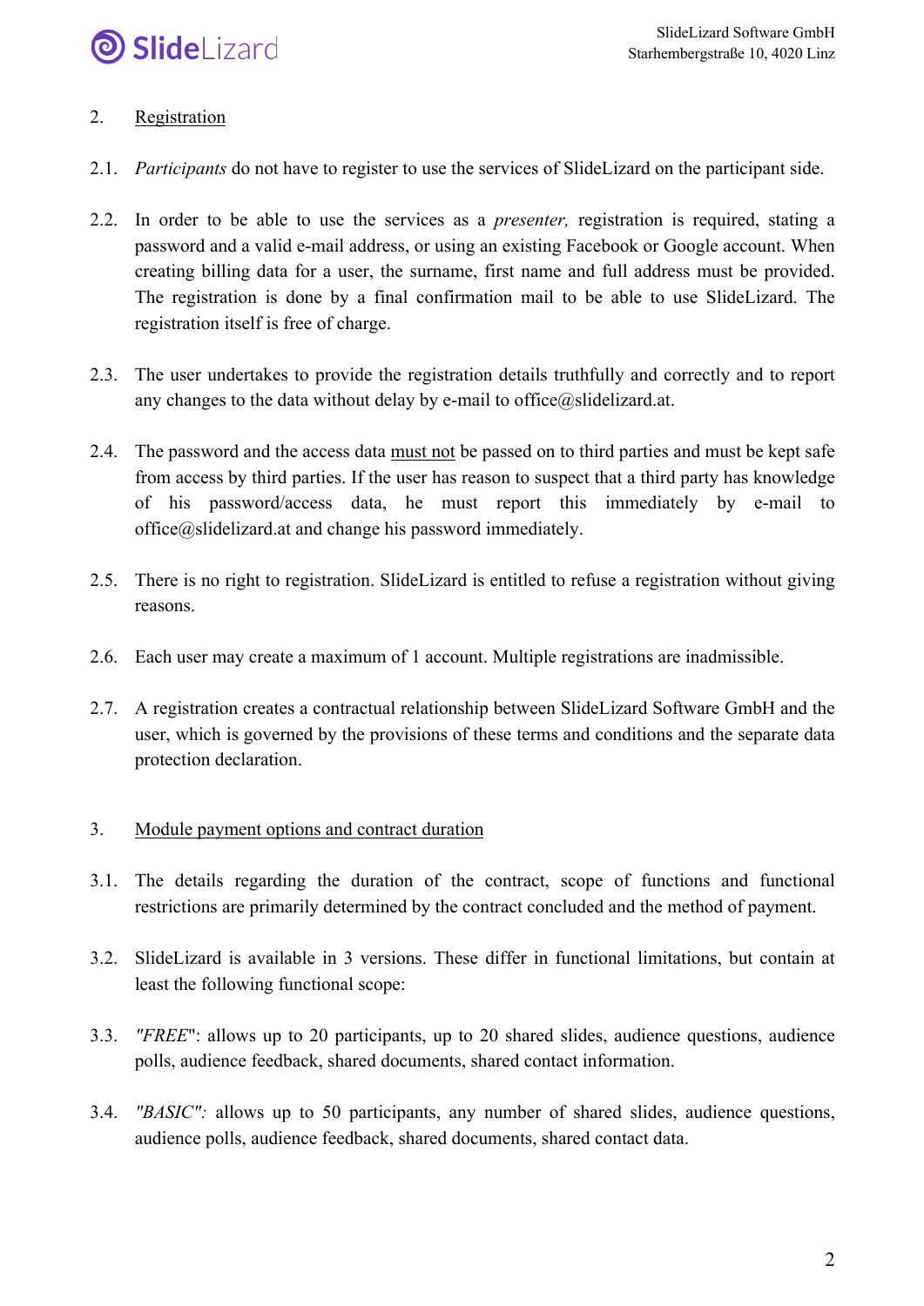## 2. Registration

2.1. *Participants* do not have to register to use the services of SlideLizard on the participant side.

2.2. In order to be able to use the services as a *presenter,* registration is required, stating a password and a valid e-mail address, or using an existing Facebook or Google account. When creating billing data for a user, the surname, first name and full address must be provided. The registration is done by a final confirmation mail to be able to use SlideLizard. The registration itself is free of charge.

2.3. The user undertakes to provide the registration details truthfully and correctly and to report any changes to the data without delay by e-mail to office@slidelizard.at.

2.4. The password and the access data <u>must not</u> be passed on to third parties and must be kept safe from access by third parties. If the user has reason to suspect that a third party has knowledge of his password/access data, he must report this immediately by e-mail to office@slidelizard.at and change his password immediately.

2.5. There is no right to registration. SlideLizard is entitled to refuse a registration without giving reasons.

2.6. Each user may create a maximum of 1 account. Multiple registrations are inadmissible.

2.7. A registration creates a contractual relationship between SlideLizard Software GmbH and the user, which is governed by the provisions of these terms and conditions and the separate data protection declaration.

## 3. Module payment options and contract duration

3.1. The details regarding the duration of the contract, scope of functions and functional restrictions are primarily determined by the contract concluded and the method of payment.

3.2. SlideLizard is available in 3 versions. These differ in functional limitations, but contain at least the following functional scope:

3.3. *"FREE"*: allows up to 20 participants, up to 20 shared slides, audience questions, audience polls, audience feedback, shared documents, shared contact information.

3.4. *"BASIC":* allows up to 50 participants, any number of shared slides, audience questions, audience polls, audience feedback, shared documents, shared contact data.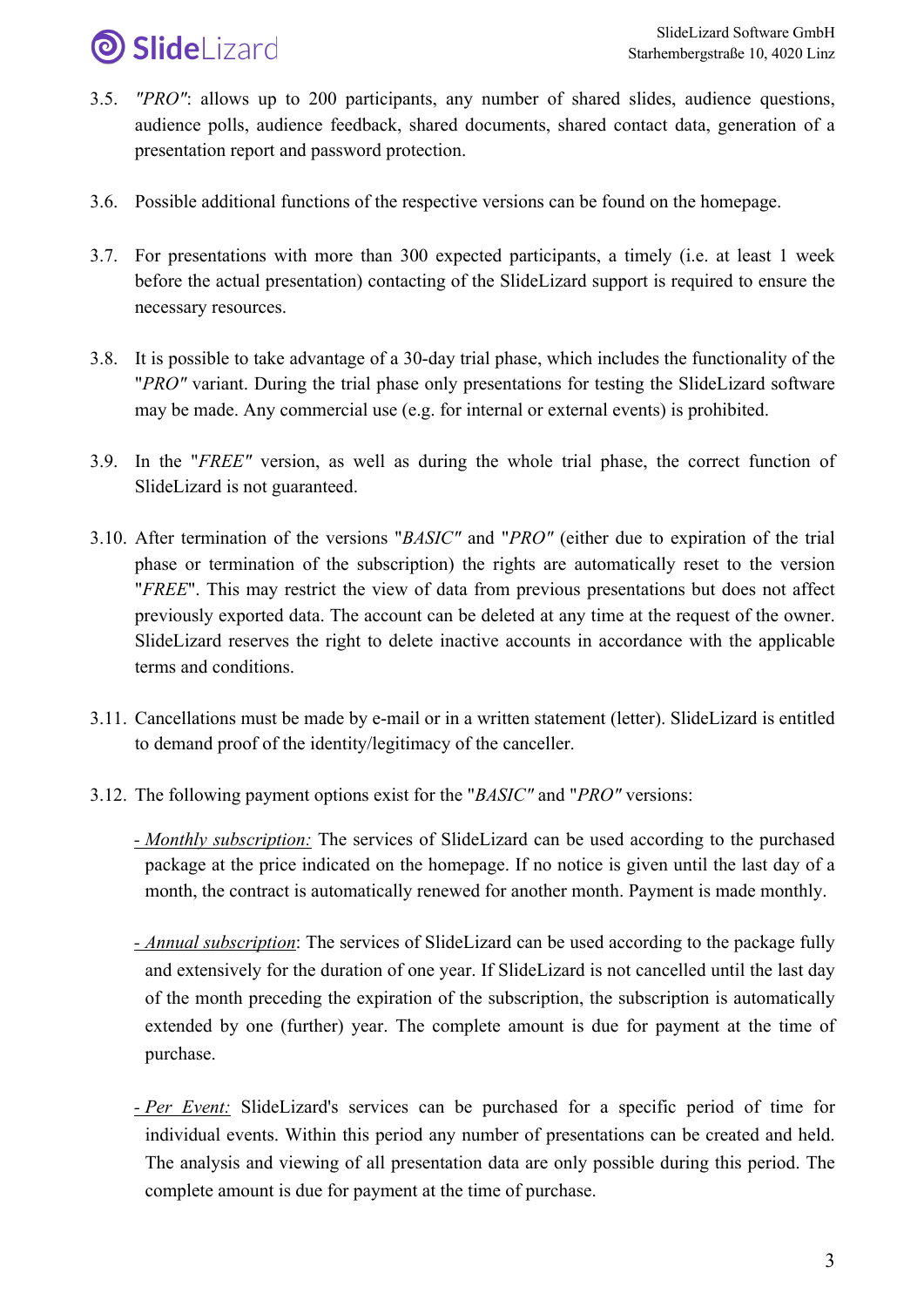3.5. *"PRO"*: allows up to 200 participants, any number of shared slides, audience questions, audience polls, audience feedback, shared documents, shared contact data, generation of a presentation report and password protection.

3.6. Possible additional functions of the respective versions can be found on the homepage.

3.7. For presentations with more than 300 expected participants, a timely (i.e. at least 1 week before the actual presentation) contacting of the SlideLizard support is required to ensure the necessary resources.

3.8. It is possible to take advantage of a 30-day trial phase, which includes the functionality of the "*PRO"* variant. During the trial phase only presentations for testing the SlideLizard software may be made. Any commercial use (e.g. for internal or external events) is prohibited.

3.9. In the "*FREE"* version, as well as during the whole trial phase, the correct function of SlideLizard is not guaranteed.

3.10. After termination of the versions "*BASIC"* and "*PRO"* (either due to expiration of the trial phase or termination of the subscription) the rights are automatically reset to the version "*FREE*". This may restrict the view of data from previous presentations but does not affect previously exported data. The account can be deleted at any time at the request of the owner. SlideLizard reserves the right to delete inactive accounts in accordance with the applicable terms and conditions.

3.11. Cancellations must be made by e-mail or in a written statement (letter). SlideLizard is entitled to demand proof of the identity/legitimacy of the canceller.

3.12. The following payment options exist for the "*BASIC"* and "*PRO"* versions:

- *Monthly subscription:* The services of SlideLizard can be used according to the purchased package at the price indicated on the homepage. If no notice is given until the last day of a month, the contract is automatically renewed for another month. Payment is made monthly.

- *Annual subscription*: The services of SlideLizard can be used according to the package fully and extensively for the duration of one year. If SlideLizard is not cancelled until the last day of the month preceding the expiration of the subscription, the subscription is automatically extended by one (further) year. The complete amount is due for payment at the time of purchase.

- *Per Event:* SlideLizard's services can be purchased for a specific period of time for individual events. Within this period any number of presentations can be created and held. The analysis and viewing of all presentation data are only possible during this period. The complete amount is due for payment at the time of purchase.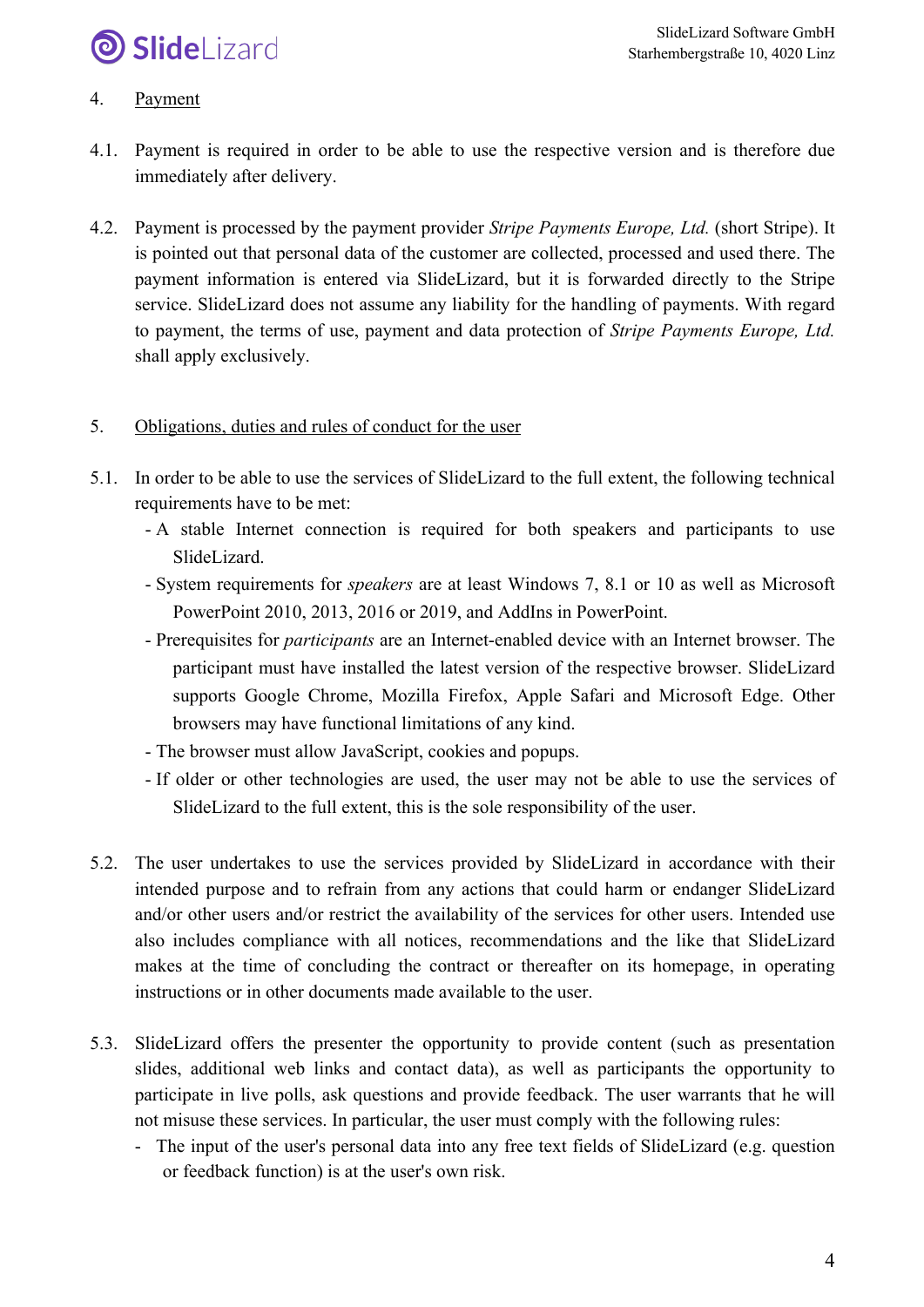4. Payment

4.1. Payment is required in order to be able to use the respective version and is therefore due immediately after delivery.

4.2. Payment is processed by the payment provider *Stripe Payments Europe, Ltd.* (short Stripe). It is pointed out that personal data of the customer are collected, processed and used there. The payment information is entered via SlideLizard, but it is forwarded directly to the Stripe service. SlideLizard does not assume any liability for the handling of payments. With regard to payment, the terms of use, payment and data protection of *Stripe Payments Europe, Ltd.* shall apply exclusively.

5. Obligations, duties and rules of conduct for the user

5.1. In order to be able to use the services of SlideLizard to the full extent, the following technical requirements have to be met:
- A stable Internet connection is required for both speakers and participants to use SlideLizard.
- System requirements for *speakers* are at least Windows 7, 8.1 or 10 as well as Microsoft PowerPoint 2010, 2013, 2016 or 2019, and AddIns in PowerPoint.
- Prerequisites for *participants* are an Internet-enabled device with an Internet browser. The participant must have installed the latest version of the respective browser. SlideLizard supports Google Chrome, Mozilla Firefox, Apple Safari and Microsoft Edge. Other browsers may have functional limitations of any kind.
- The browser must allow JavaScript, cookies and popups.
- If older or other technologies are used, the user may not be able to use the services of SlideLizard to the full extent, this is the sole responsibility of the user.

5.2. The user undertakes to use the services provided by SlideLizard in accordance with their intended purpose and to refrain from any actions that could harm or endanger SlideLizard and/or other users and/or restrict the availability of the services for other users. Intended use also includes compliance with all notices, recommendations and the like that SlideLizard makes at the time of concluding the contract or thereafter on its homepage, in operating instructions or in other documents made available to the user.

5.3. SlideLizard offers the presenter the opportunity to provide content (such as presentation slides, additional web links and contact data), as well as participants the opportunity to participate in live polls, ask questions and provide feedback. The user warrants that he will not misuse these services. In particular, the user must comply with the following rules:
- The input of the user's personal data into any free text fields of SlideLizard (e.g. question or feedback function) is at the user's own risk.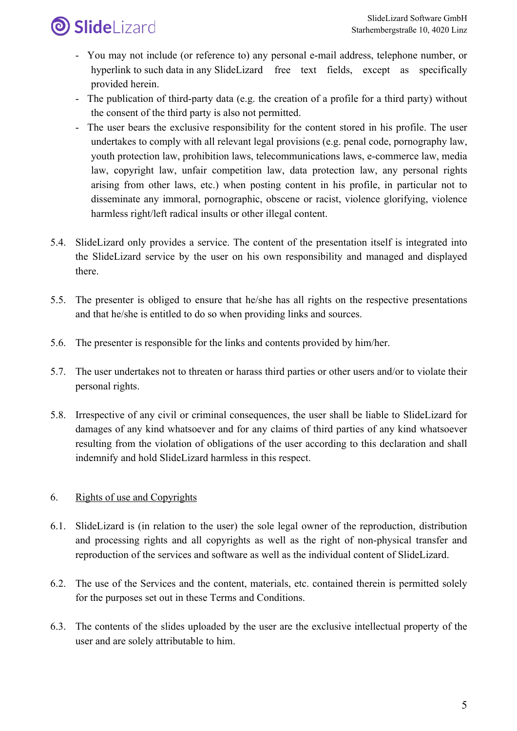- You may not include (or reference to) any personal e-mail address, telephone number, or hyperlink to such data in any SlideLizard free text fields, except as specifically provided herein.
- The publication of third-party data (e.g. the creation of a profile for a third party) without the consent of the third party is also not permitted.
- The user bears the exclusive responsibility for the content stored in his profile. The user undertakes to comply with all relevant legal provisions (e.g. penal code, pornography law, youth protection law, prohibition laws, telecommunications laws, e-commerce law, media law, copyright law, unfair competition law, data protection law, any personal rights arising from other laws, etc.) when posting content in his profile, in particular not to disseminate any immoral, pornographic, obscene or racist, violence glorifying, violence harmless right/left radical insults or other illegal content.

5.4. SlideLizard only provides a service. The content of the presentation itself is integrated into the SlideLizard service by the user on his own responsibility and managed and displayed there.

5.5. The presenter is obliged to ensure that he/she has all rights on the respective presentations and that he/she is entitled to do so when providing links and sources.

5.6. The presenter is responsible for the links and contents provided by him/her.

5.7. The user undertakes not to threaten or harass third parties or other users and/or to violate their personal rights.

5.8. Irrespective of any civil or criminal consequences, the user shall be liable to SlideLizard for damages of any kind whatsoever and for any claims of third parties of any kind whatsoever resulting from the violation of obligations of the user according to this declaration and shall indemnify and hold SlideLizard harmless in this respect.

## 6. Rights of use and Copyrights

6.1. SlideLizard is (in relation to the user) the sole legal owner of the reproduction, distribution and processing rights and all copyrights as well as the right of non-physical transfer and reproduction of the services and software as well as the individual content of SlideLizard.

6.2. The use of the Services and the content, materials, etc. contained therein is permitted solely for the purposes set out in these Terms and Conditions.

6.3. The contents of the slides uploaded by the user are the exclusive intellectual property of the user and are solely attributable to him.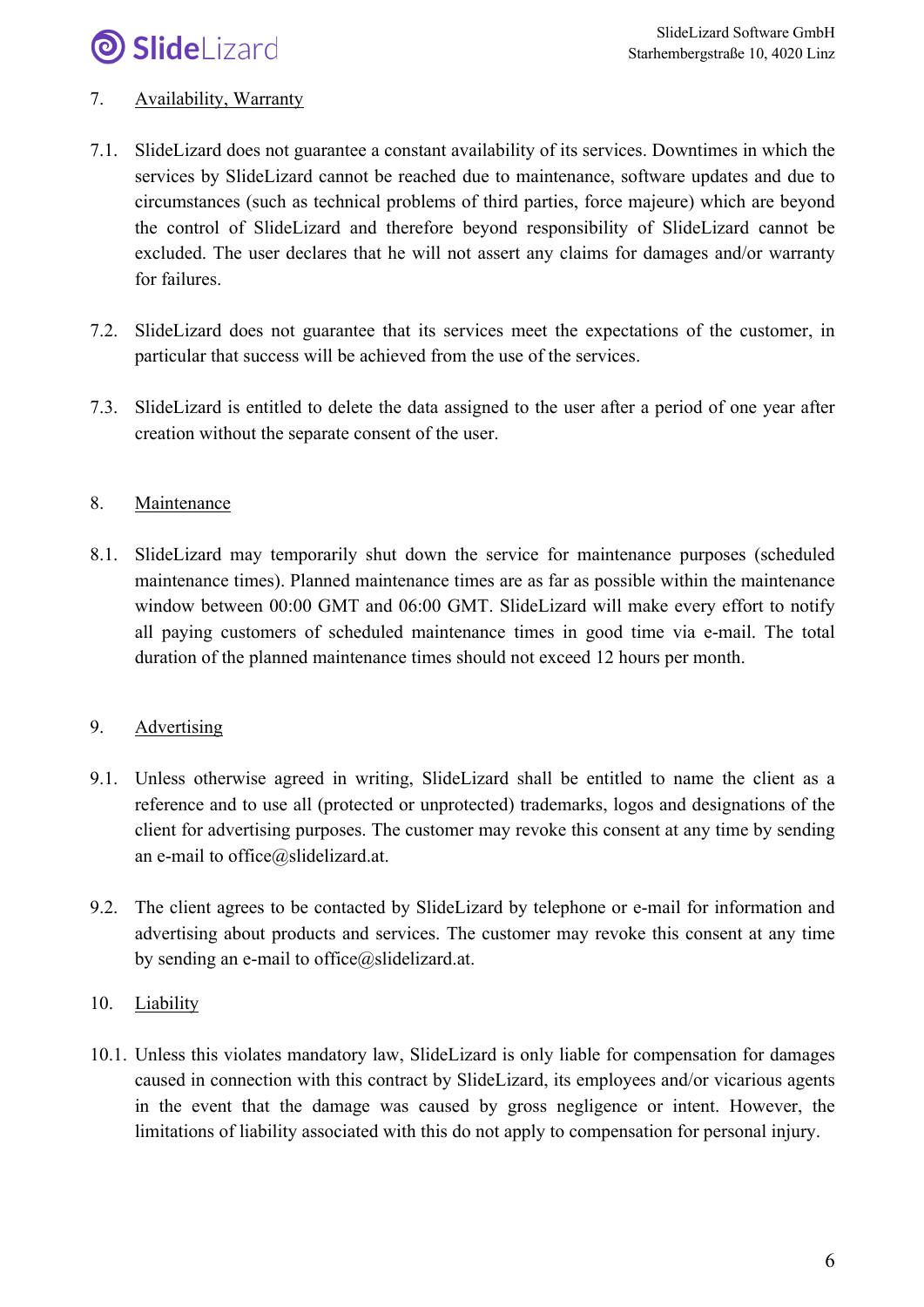## 7. Availability, Warranty

7.1. SlideLizard does not guarantee a constant availability of its services. Downtimes in which the services by SlideLizard cannot be reached due to maintenance, software updates and due to circumstances (such as technical problems of third parties, force majeure) which are beyond the control of SlideLizard and therefore beyond responsibility of SlideLizard cannot be excluded. The user declares that he will not assert any claims for damages and/or warranty for failures.

7.2. SlideLizard does not guarantee that its services meet the expectations of the customer, in particular that success will be achieved from the use of the services.

7.3. SlideLizard is entitled to delete the data assigned to the user after a period of one year after creation without the separate consent of the user.

## 8. Maintenance

8.1. SlideLizard may temporarily shut down the service for maintenance purposes (scheduled maintenance times). Planned maintenance times are as far as possible within the maintenance window between 00:00 GMT and 06:00 GMT. SlideLizard will make every effort to notify all paying customers of scheduled maintenance times in good time via e-mail. The total duration of the planned maintenance times should not exceed 12 hours per month.

## 9. Advertising

9.1. Unless otherwise agreed in writing, SlideLizard shall be entitled to name the client as a reference and to use all (protected or unprotected) trademarks, logos and designations of the client for advertising purposes. The customer may revoke this consent at any time by sending an e-mail to office@slidelizard.at.

9.2. The client agrees to be contacted by SlideLizard by telephone or e-mail for information and advertising about products and services. The customer may revoke this consent at any time by sending an e-mail to office@slidelizard.at.

## 10. Liability

10.1. Unless this violates mandatory law, SlideLizard is only liable for compensation for damages caused in connection with this contract by SlideLizard, its employees and/or vicarious agents in the event that the damage was caused by gross negligence or intent. However, the limitations of liability associated with this do not apply to compensation for personal injury.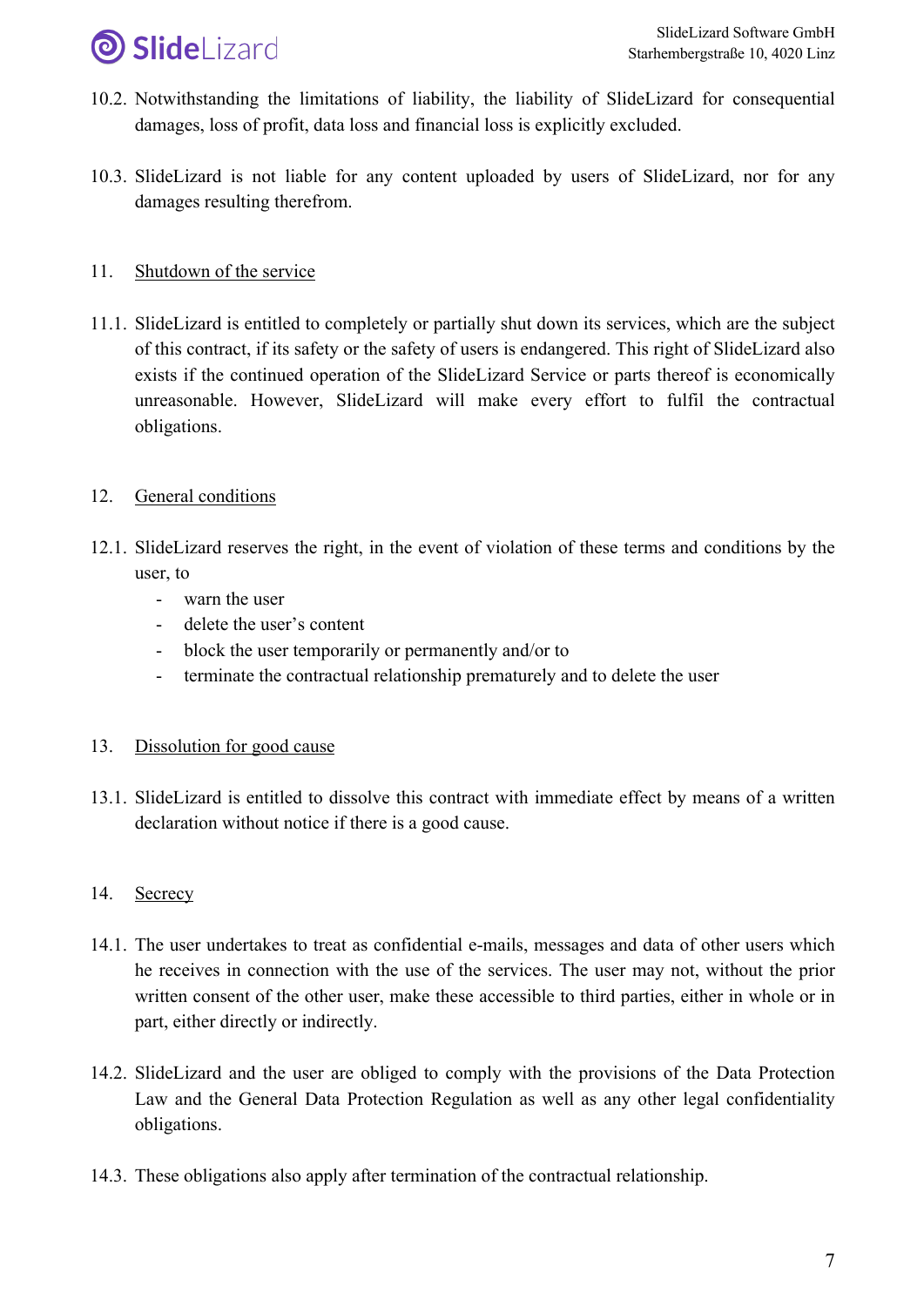10.2. Notwithstanding the limitations of liability, the liability of SlideLizard for consequential damages, loss of profit, data loss and financial loss is explicitly excluded.

10.3. SlideLizard is not liable for any content uploaded by users of SlideLizard, nor for any damages resulting therefrom.

## 11. Shutdown of the service

11.1. SlideLizard is entitled to completely or partially shut down its services, which are the subject of this contract, if its safety or the safety of users is endangered. This right of SlideLizard also exists if the continued operation of the SlideLizard Service or parts thereof is economically unreasonable. However, SlideLizard will make every effort to fulfil the contractual obligations.

## 12. General conditions

12.1. SlideLizard reserves the right, in the event of violation of these terms and conditions by the user, to

- warn the user
- delete the user's content
- block the user temporarily or permanently and/or to
- terminate the contractual relationship prematurely and to delete the user

## 13. Dissolution for good cause

13.1. SlideLizard is entitled to dissolve this contract with immediate effect by means of a written declaration without notice if there is a good cause.

## 14. Secrecy

14.1. The user undertakes to treat as confidential e-mails, messages and data of other users which he receives in connection with the use of the services. The user may not, without the prior written consent of the other user, make these accessible to third parties, either in whole or in part, either directly or indirectly.

14.2. SlideLizard and the user are obliged to comply with the provisions of the Data Protection Law and the General Data Protection Regulation as well as any other legal confidentiality obligations.

14.3. These obligations also apply after termination of the contractual relationship.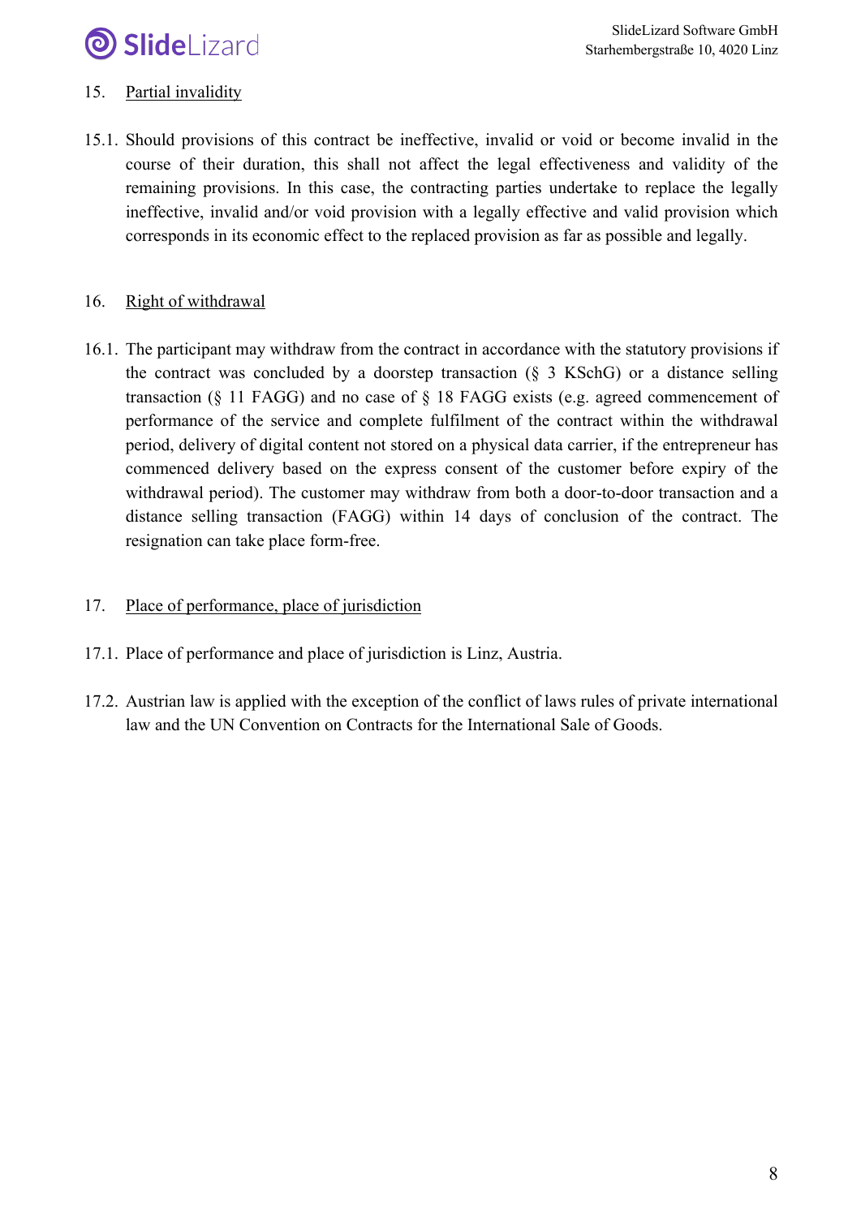## 15. Partial invalidity

15.1. Should provisions of this contract be ineffective, invalid or void or become invalid in the course of their duration, this shall not affect the legal effectiveness and validity of the remaining provisions. In this case, the contracting parties undertake to replace the legally ineffective, invalid and/or void provision with a legally effective and valid provision which corresponds in its economic effect to the replaced provision as far as possible and legally.

## 16. Right of withdrawal

16.1. The participant may withdraw from the contract in accordance with the statutory provisions if the contract was concluded by a doorstep transaction (§ 3 KSchG) or a distance selling transaction (§ 11 FAGG) and no case of § 18 FAGG exists (e.g. agreed commencement of performance of the service and complete fulfilment of the contract within the withdrawal period, delivery of digital content not stored on a physical data carrier, if the entrepreneur has commenced delivery based on the express consent of the customer before expiry of the withdrawal period). The customer may withdraw from both a door-to-door transaction and a distance selling transaction (FAGG) within 14 days of conclusion of the contract. The resignation can take place form-free.

## 17. Place of performance, place of jurisdiction

17.1. Place of performance and place of jurisdiction is Linz, Austria.

17.2. Austrian law is applied with the exception of the conflict of laws rules of private international law and the UN Convention on Contracts for the International Sale of Goods.